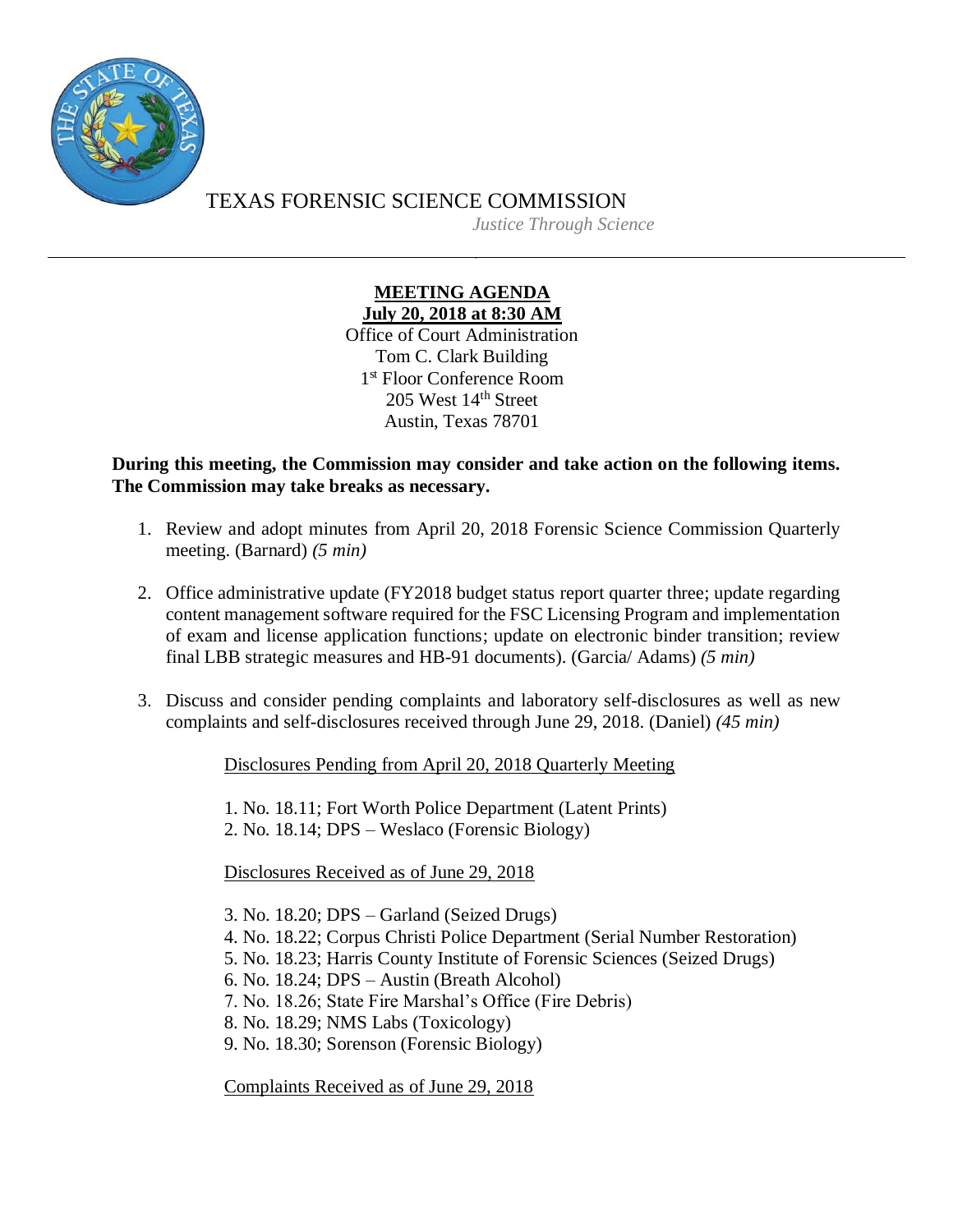TEXAS FORENSIC SCIENCE COMMISSION

*Justice Through Science*

---

**MEETING AGENDA**
**July 20, 2018 at 8:30 AM**
Office of Court Administration
Tom C. Clark Building
1st Floor Conference Room
205 West 14th Street
Austin, Texas 78701

**During this meeting, the Commission may consider and take action on the following items. The Commission may take breaks as necessary.**

1. Review and adopt minutes from April 20, 2018 Forensic Science Commission Quarterly meeting. (Barnard) *(5 min)*

2. Office administrative update (FY2018 budget status report quarter three; update regarding content management software required for the FSC Licensing Program and implementation of exam and license application functions; update on electronic binder transition; review final LBB strategic measures and HB-91 documents). (Garcia/ Adams) *(5 min)*

3. Discuss and consider pending complaints and laboratory self-disclosures as well as new complaints and self-disclosures received through June 29, 2018. (Daniel) *(45 min)*

   Disclosures Pending from April 20, 2018 Quarterly Meeting

   1. No. 18.11; Fort Worth Police Department (Latent Prints)
   2. No. 18.14; DPS – Weslaco (Forensic Biology)

   Disclosures Received as of June 29, 2018

   3. No. 18.20; DPS – Garland (Seized Drugs)
   4. No. 18.22; Corpus Christi Police Department (Serial Number Restoration)
   5. No. 18.23; Harris County Institute of Forensic Sciences (Seized Drugs)
   6. No. 18.24; DPS – Austin (Breath Alcohol)
   7. No. 18.26; State Fire Marshal's Office (Fire Debris)
   8. No. 18.29; NMS Labs (Toxicology)
   9. No. 18.30; Sorenson (Forensic Biology)

   Complaints Received as of June 29, 2018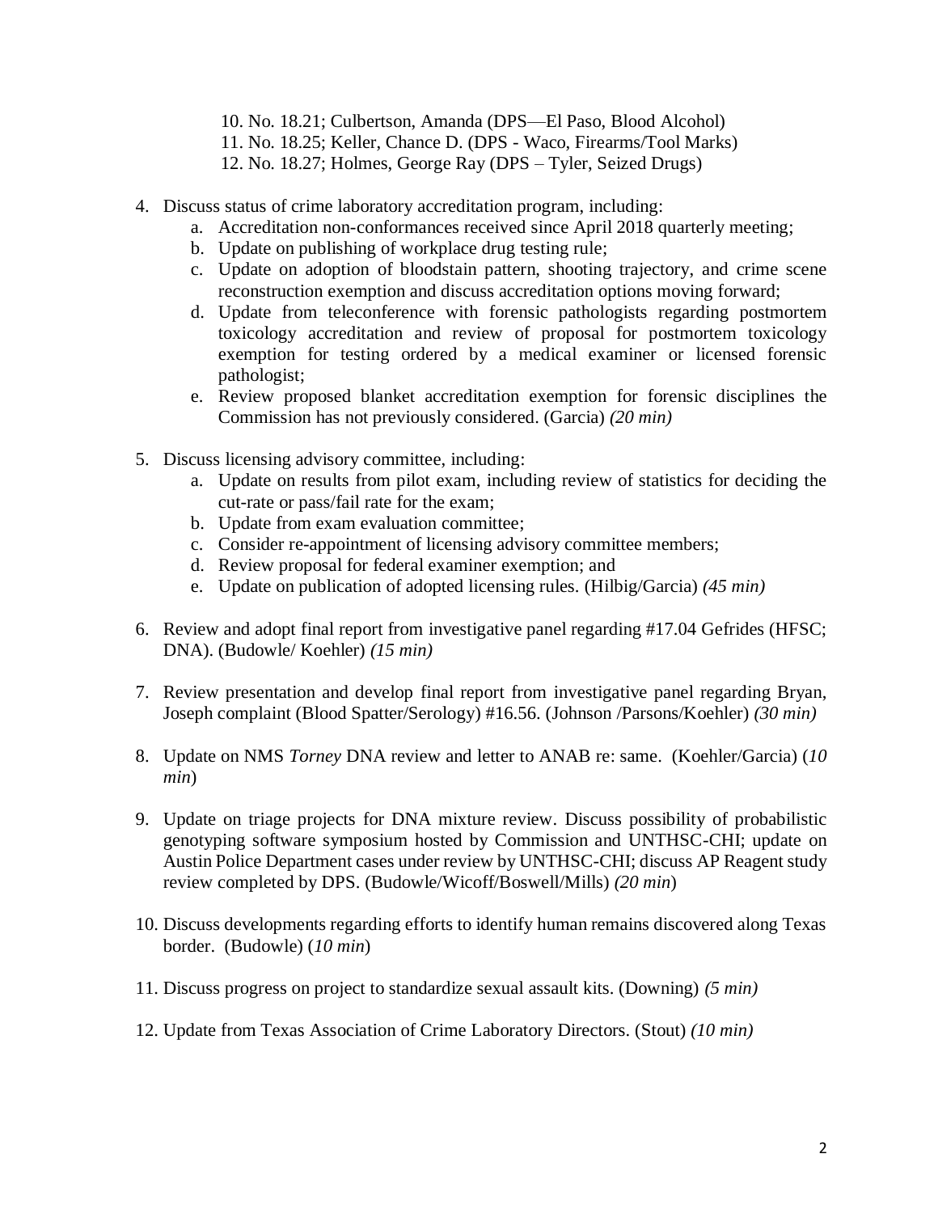10. No. 18.21; Culbertson, Amanda (DPS—El Paso, Blood Alcohol)
11. No. 18.25; Keller, Chance D. (DPS - Waco, Firearms/Tool Marks)
12. No. 18.27; Holmes, George Ray (DPS – Tyler, Seized Drugs)

4. Discuss status of crime laboratory accreditation program, including:
   a. Accreditation non-conformances received since April 2018 quarterly meeting;
   b. Update on publishing of workplace drug testing rule;
   c. Update on adoption of bloodstain pattern, shooting trajectory, and crime scene reconstruction exemption and discuss accreditation options moving forward;
   d. Update from teleconference with forensic pathologists regarding postmortem toxicology accreditation and review of proposal for postmortem toxicology exemption for testing ordered by a medical examiner or licensed forensic pathologist;
   e. Review proposed blanket accreditation exemption for forensic disciplines the Commission has not previously considered. (Garcia) *(20 min)*

5. Discuss licensing advisory committee, including:
   a. Update on results from pilot exam, including review of statistics for deciding the cut-rate or pass/fail rate for the exam;
   b. Update from exam evaluation committee;
   c. Consider re-appointment of licensing advisory committee members;
   d. Review proposal for federal examiner exemption; and
   e. Update on publication of adopted licensing rules. (Hilbig/Garcia) *(45 min)*

6. Review and adopt final report from investigative panel regarding #17.04 Gefrides (HFSC; DNA). (Budowle/ Koehler) *(15 min)*

7. Review presentation and develop final report from investigative panel regarding Bryan, Joseph complaint (Blood Spatter/Serology) #16.56. (Johnson /Parsons/Koehler) *(30 min)*

8. Update on NMS *Torney* DNA review and letter to ANAB re: same. (Koehler/Garcia) (*10 min*)

9. Update on triage projects for DNA mixture review. Discuss possibility of probabilistic genotyping software symposium hosted by Commission and UNTHSC-CHI; update on Austin Police Department cases under review by UNTHSC-CHI; discuss AP Reagent study review completed by DPS. (Budowle/Wicoff/Boswell/Mills) *(20 min*)

10. Discuss developments regarding efforts to identify human remains discovered along Texas border. (Budowle) (*10 min*)

11. Discuss progress on project to standardize sexual assault kits. (Downing) *(5 min)*

12. Update from Texas Association of Crime Laboratory Directors. (Stout) *(10 min)*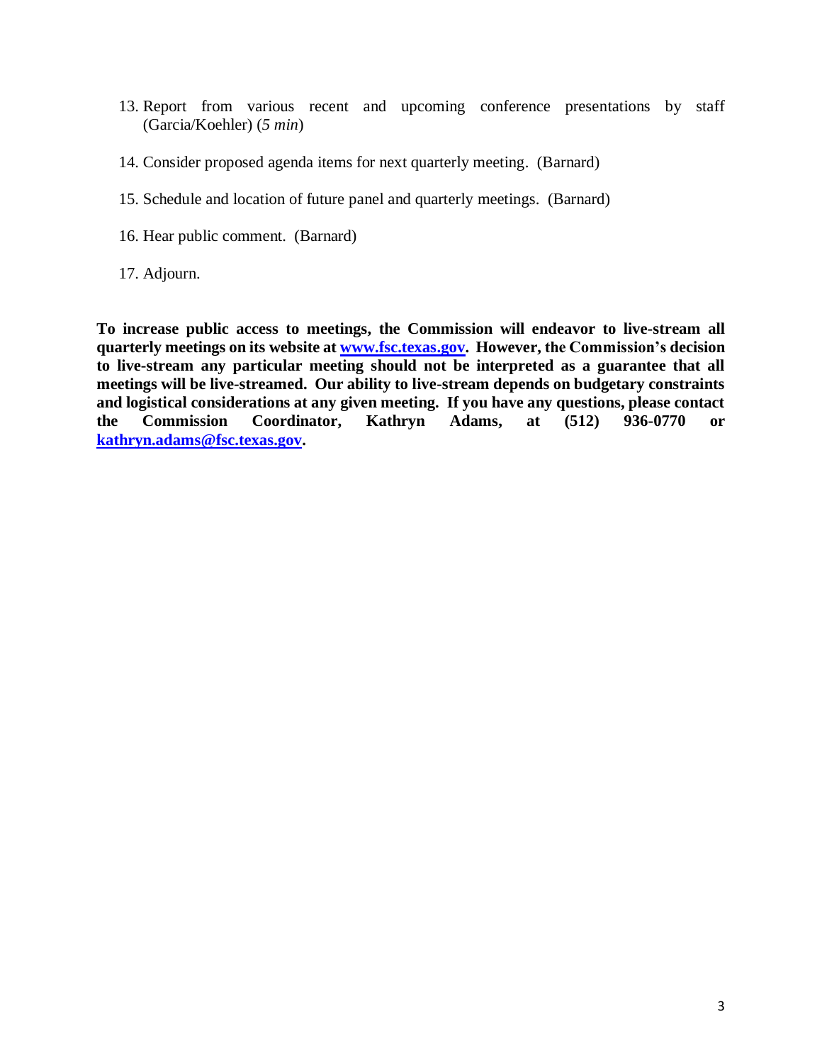13. Report from various recent and upcoming conference presentations by staff (Garcia/Koehler) (*5 min*)

14. Consider proposed agenda items for next quarterly meeting. (Barnard)

15. Schedule and location of future panel and quarterly meetings. (Barnard)

16. Hear public comment. (Barnard)

17. Adjourn.

**To increase public access to meetings, the Commission will endeavor to live-stream all quarterly meetings on its website at [www.fsc.texas.gov](http://www.fsc.texas.gov). However, the Commission's decision to live-stream any particular meeting should not be interpreted as a guarantee that all meetings will be live-streamed. Our ability to live-stream depends on budgetary constraints and logistical considerations at any given meeting. If you have any questions, please contact the Commission Coordinator, Kathryn Adams, at (512) 936-0770 or [kathryn.adams@fsc.texas.gov](mailto:kathryn.adams@fsc.texas.gov).**